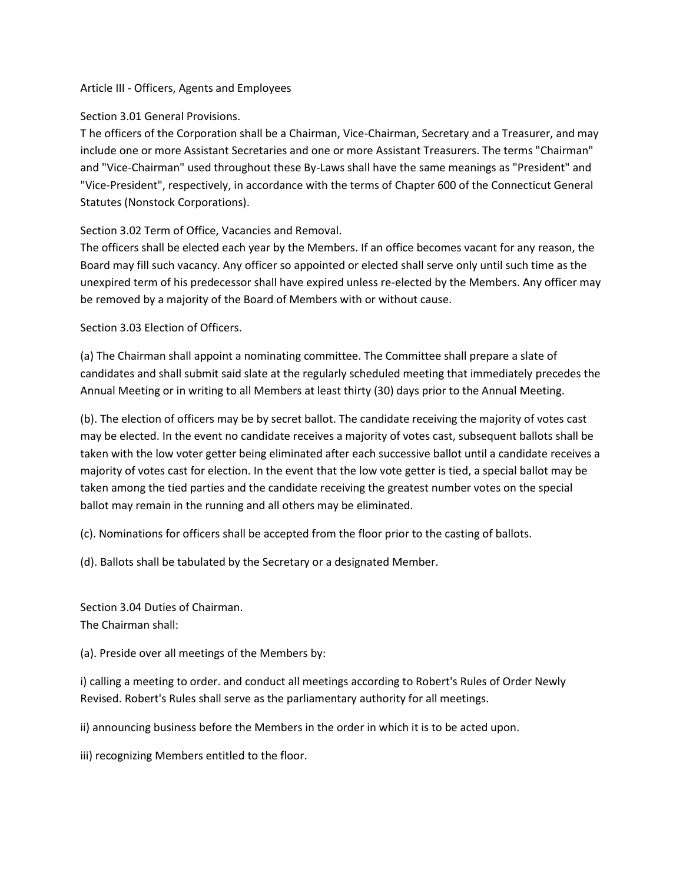# Article III - Officers, Agents and Employees

## Section 3.01 General Provisions.

T he officers of the Corporation shall be a Chairman, Vice-Chairman, Secretary and a Treasurer, and may include one or more Assistant Secretaries and one or more Assistant Treasurers. The terms "Chairman" and "Vice-Chairman" used throughout these By-Laws shall have the same meanings as "President" and "Vice-President", respectively, in accordance with the terms of Chapter 600 of the Connecticut General Statutes (Nonstock Corporations).

## Section 3.02 Term of Office, Vacancies and Removal.

The officers shall be elected each year by the Members. If an office becomes vacant for any reason, the Board may fill such vacancy. Any officer so appointed or elected shall serve only until such time as the unexpired term of his predecessor shall have expired unless re-elected by the Members. Any officer may be removed by a majority of the Board of Members with or without cause.

## Section 3.03 Election of Officers.

(a) The Chairman shall appoint a nominating committee. The Committee shall prepare a slate of candidates and shall submit said slate at the regularly scheduled meeting that immediately precedes the Annual Meeting or in writing to all Members at least thirty (30) days prior to the Annual Meeting.

(b). The election of officers may be by secret ballot. The candidate receiving the majority of votes cast may be elected. In the event no candidate receives a majority of votes cast, subsequent ballots shall be taken with the low voter getter being eliminated after each successive ballot until a candidate receives a majority of votes cast for election. In the event that the low vote getter is tied, a special ballot may be taken among the tied parties and the candidate receiving the greatest number votes on the special ballot may remain in the running and all others may be eliminated.

(c). Nominations for officers shall be accepted from the floor prior to the casting of ballots.

(d). Ballots shall be tabulated by the Secretary or a designated Member.

## Section 3.04 Duties of Chairman.

The Chairman shall:

(a). Preside over all meetings of the Members by:

i) calling a meeting to order. and conduct all meetings according to Robert's Rules of Order Newly Revised. Robert's Rules shall serve as the parliamentary authority for all meetings.

ii) announcing business before the Members in the order in which it is to be acted upon.

iii) recognizing Members entitled to the floor.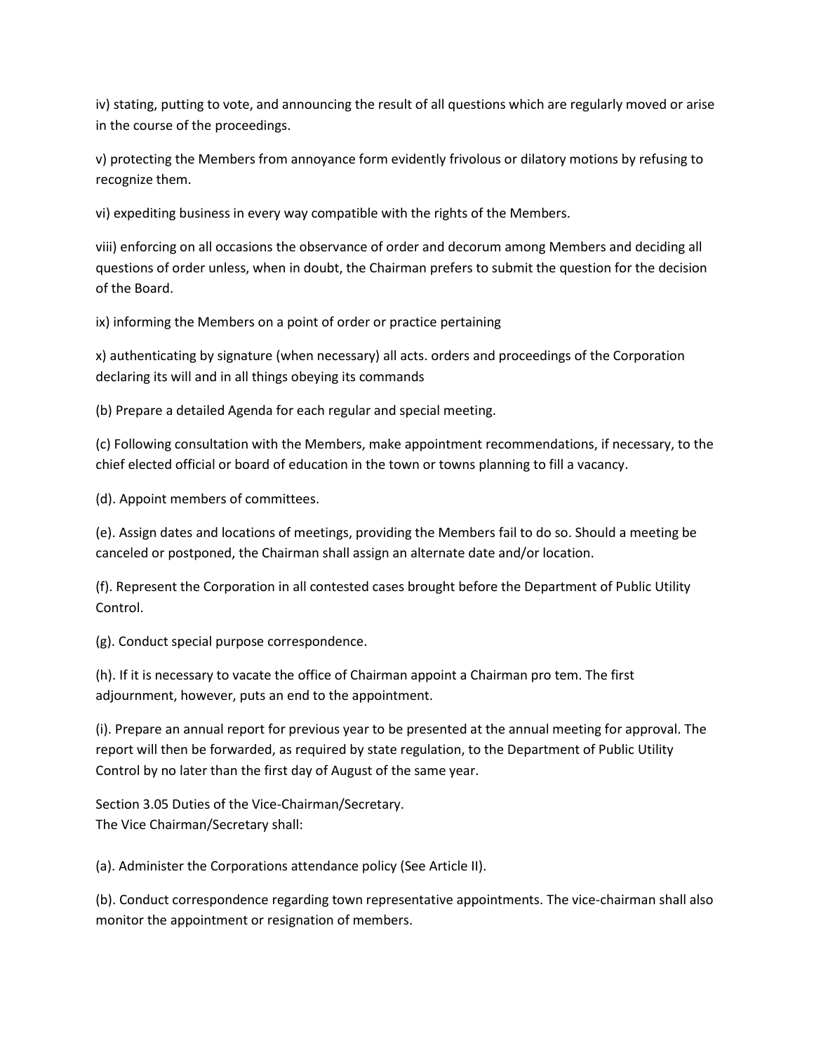iv) stating, putting to vote, and announcing the result of all questions which are regularly moved or arise in the course of the proceedings.

v) protecting the Members from annoyance form evidently frivolous or dilatory motions by refusing to recognize them.

vi) expediting business in every way compatible with the rights of the Members.

viii) enforcing on all occasions the observance of order and decorum among Members and deciding all questions of order unless, when in doubt, the Chairman prefers to submit the question for the decision of the Board.

ix) informing the Members on a point of order or practice pertaining

x) authenticating by signature (when necessary) all acts. orders and proceedings of the Corporation declaring its will and in all things obeying its commands

(b) Prepare a detailed Agenda for each regular and special meeting.

(c) Following consultation with the Members, make appointment recommendations, if necessary, to the chief elected official or board of education in the town or towns planning to fill a vacancy.

(d). Appoint members of committees.

(e). Assign dates and locations of meetings, providing the Members fail to do so. Should a meeting be canceled or postponed, the Chairman shall assign an alternate date and/or location.

(f). Represent the Corporation in all contested cases brought before the Department of Public Utility Control.

(g). Conduct special purpose correspondence.

(h). If it is necessary to vacate the office of Chairman appoint a Chairman pro tem. The first adjournment, however, puts an end to the appointment.

(i). Prepare an annual report for previous year to be presented at the annual meeting for approval. The report will then be forwarded, as required by state regulation, to the Department of Public Utility Control by no later than the first day of August of the same year.

Section 3.05 Duties of the Vice-Chairman/Secretary.
The Vice Chairman/Secretary shall:

(a). Administer the Corporations attendance policy (See Article II).

(b). Conduct correspondence regarding town representative appointments. The vice-chairman shall also monitor the appointment or resignation of members.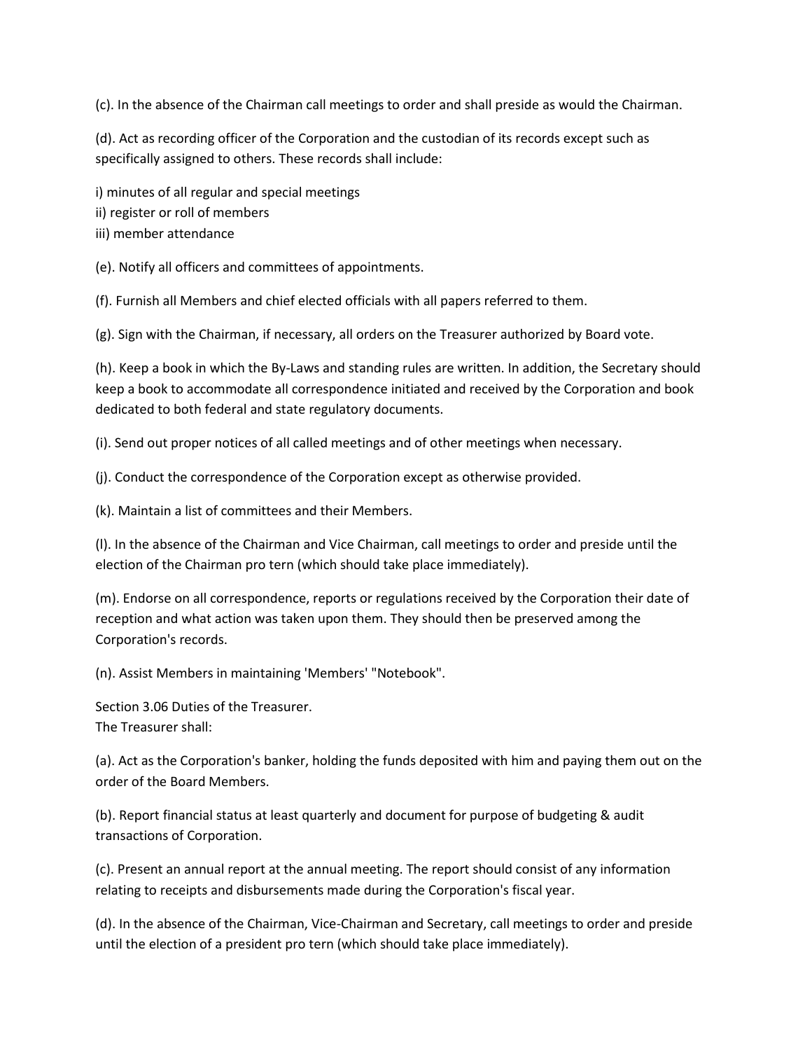(c). In the absence of the Chairman call meetings to order and shall preside as would the Chairman.

(d). Act as recording officer of the Corporation and the custodian of its records except such as specifically assigned to others. These records shall include:

i) minutes of all regular and special meetings
ii) register or roll of members
iii) member attendance

(e). Notify all officers and committees of appointments.

(f). Furnish all Members and chief elected officials with all papers referred to them.

(g). Sign with the Chairman, if necessary, all orders on the Treasurer authorized by Board vote.

(h). Keep a book in which the By-Laws and standing rules are written. In addition, the Secretary should keep a book to accommodate all correspondence initiated and received by the Corporation and book dedicated to both federal and state regulatory documents.

(i). Send out proper notices of all called meetings and of other meetings when necessary.

(j). Conduct the correspondence of the Corporation except as otherwise provided.

(k). Maintain a list of committees and their Members.

(l). In the absence of the Chairman and Vice Chairman, call meetings to order and preside until the election of the Chairman pro tern (which should take place immediately).

(m). Endorse on all correspondence, reports or regulations received by the Corporation their date of reception and what action was taken upon them. They should then be preserved among the Corporation's records.

(n). Assist Members in maintaining 'Members' "Notebook".

Section 3.06 Duties of the Treasurer.
The Treasurer shall:

(a). Act as the Corporation's banker, holding the funds deposited with him and paying them out on the order of the Board Members.

(b). Report financial status at least quarterly and document for purpose of budgeting & audit transactions of Corporation.

(c). Present an annual report at the annual meeting. The report should consist of any information relating to receipts and disbursements made during the Corporation's fiscal year.

(d). In the absence of the Chairman, Vice-Chairman and Secretary, call meetings to order and preside until the election of a president pro tern (which should take place immediately).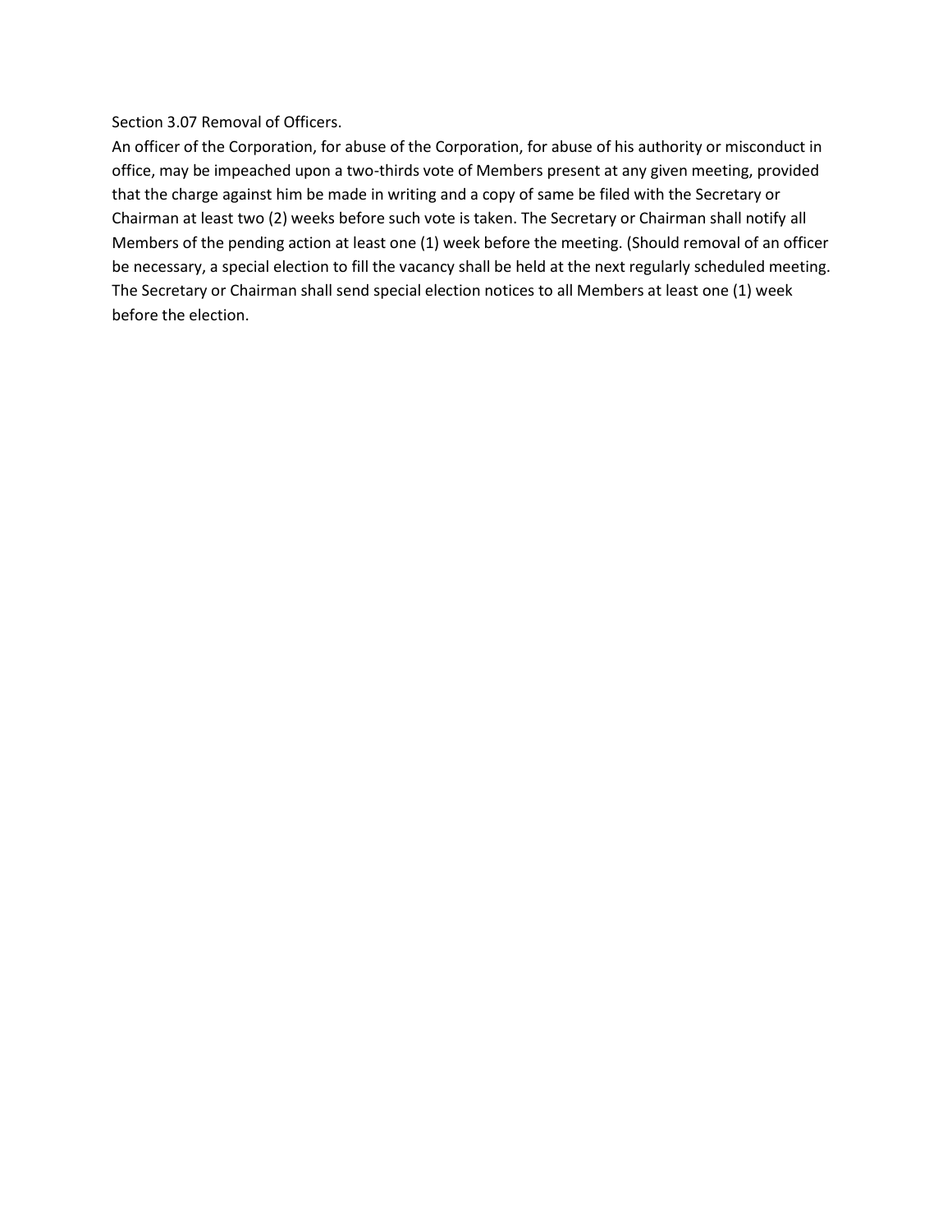Section 3.07 Removal of Officers.

An officer of the Corporation, for abuse of the Corporation, for abuse of his authority or misconduct in office, may be impeached upon a two-thirds vote of Members present at any given meeting, provided that the charge against him be made in writing and a copy of same be filed with the Secretary or Chairman at least two (2) weeks before such vote is taken. The Secretary or Chairman shall notify all Members of the pending action at least one (1) week before the meeting. (Should removal of an officer be necessary, a special election to fill the vacancy shall be held at the next regularly scheduled meeting. The Secretary or Chairman shall send special election notices to all Members at least one (1) week before the election.